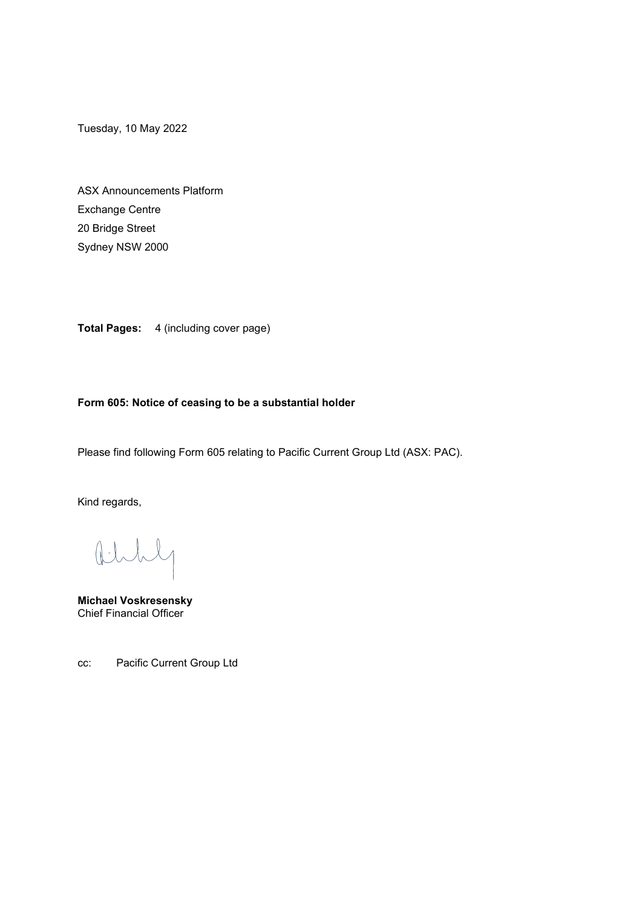Tuesday, 10 May 2022

ASX Announcements Platform
Exchange Centre
20 Bridge Street
Sydney NSW 2000

**Total Pages:** 4 (including cover page)

**Form 605: Notice of ceasing to be a substantial holder**

Please find following Form 605 relating to Pacific Current Group Ltd (ASX: PAC).

Kind regards,

**Michael Voskresensky**
Chief Financial Officer

cc: Pacific Current Group Ltd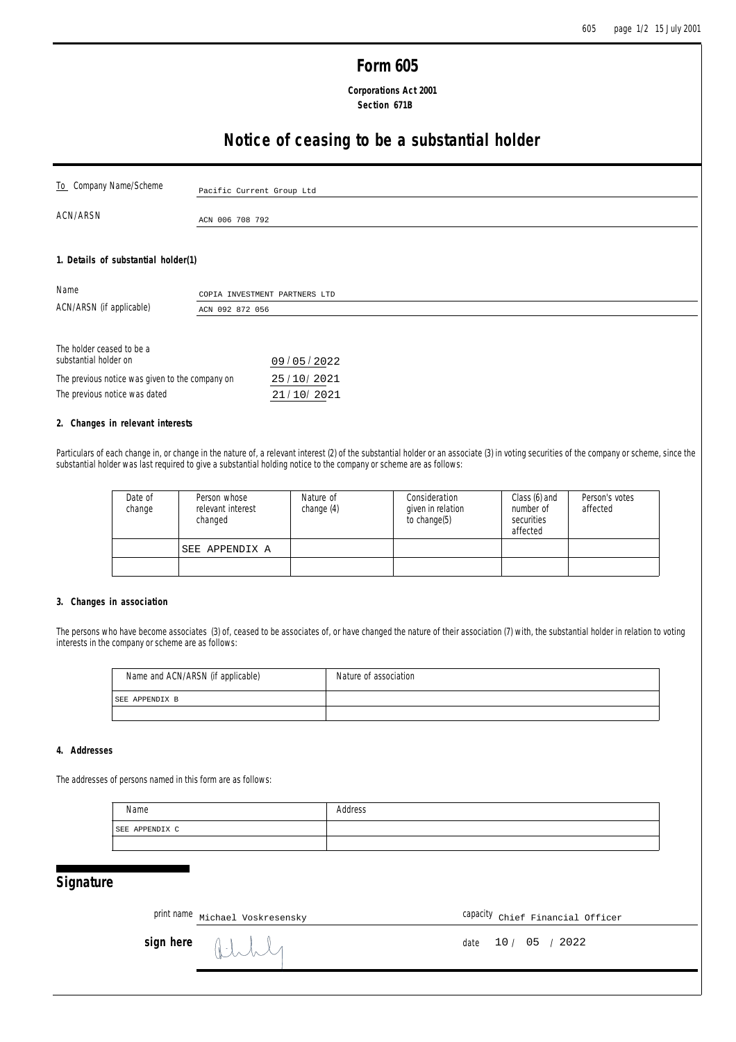# Form 605

**Corporations Act 2001**
**Section 671B**

## Notice of ceasing to be a substantial holder

To Company Name/Scheme: Pacific Current Group Ltd

ACN/ARSN: ACN 006 708 792

### 1. Details of substantial holder(1)

Name: COPIA INVESTMENT PARTNERS LTD

ACN/ARSN (if applicable): ACN 092 872 056

The holder ceased to be a substantial holder on: 09/05/2022

The previous notice was given to the company on: 25/10/2021

The previous notice was dated: 21/10/2021

### 2. Changes in relevant interests

Particulars of each change in, or change in the nature of, a relevant interest (2) of the substantial holder or an associate (3) in voting securities of the company or scheme, since the substantial holder was last required to give a substantial holding notice to the company or scheme are as follows:

| Date of change | Person whose relevant interest changed | Nature of change (4) | Consideration given in relation to change(5) | Class (6) and number of securities affected | Person's votes affected |
|---|---|---|---|---|---|
| | SEE APPENDIX A | | | | |
| | | | | | |

### 3. Changes in association

The persons who have become associates (3) of, ceased to be associates of, or have changed the nature of their association (7) with, the substantial holder in relation to voting interests in the company or scheme are as follows:

| Name and ACN/ARSN (if applicable) | Nature of association |
|---|---|
| SEE APPENDIX B | |
| | |

### 4. Addresses

The addresses of persons named in this form are as follows:

| Name | Address |
|---|---|
| SEE APPENDIX C | |
| | |

## Signature

print name: Michael Voskresensky

capacity: Chief Financial Officer

sign here

date: 10 / 05 / 2022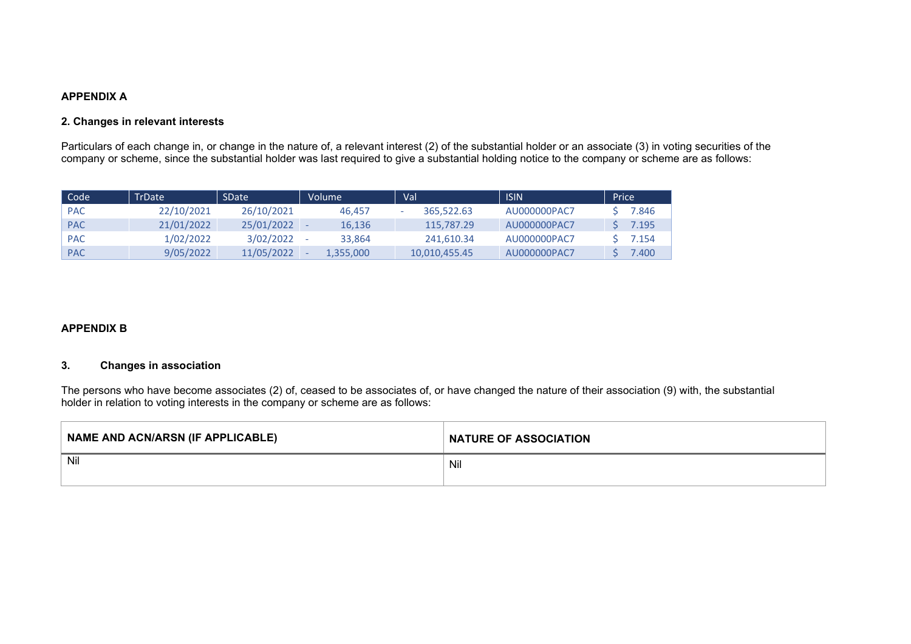## APPENDIX A

### 2. Changes in relevant interests

Particulars of each change in, or change in the nature of, a relevant interest (2) of the substantial holder or an associate (3) in voting securities of the company or scheme, since the substantial holder was last required to give a substantial holding notice to the company or scheme are as follows:

| Code | TrDate | SDate | Volume | Val | ISIN | Price |
|---|---|---|---|---|---|---|
| PAC | 22/10/2021 | 26/10/2021 | 46,457 | - 365,522.63 | AU000000PAC7 | $ 7.846 |
| PAC | 21/01/2022 | 25/01/2022 | - 16,136 | 115,787.29 | AU000000PAC7 | $ 7.195 |
| PAC | 1/02/2022 | 3/02/2022 | - 33,864 | 241,610.34 | AU000000PAC7 | $ 7.154 |
| PAC | 9/05/2022 | 11/05/2022 | - 1,355,000 | 10,010,455.45 | AU000000PAC7 | $ 7.400 |

## APPENDIX B

### 3. Changes in association

The persons who have become associates (2) of, ceased to be associates of, or have changed the nature of their association (9) with, the substantial holder in relation to voting interests in the company or scheme are as follows:

| NAME AND ACN/ARSN (IF APPLICABLE) | NATURE OF ASSOCIATION |
|---|---|
| Nil | Nil |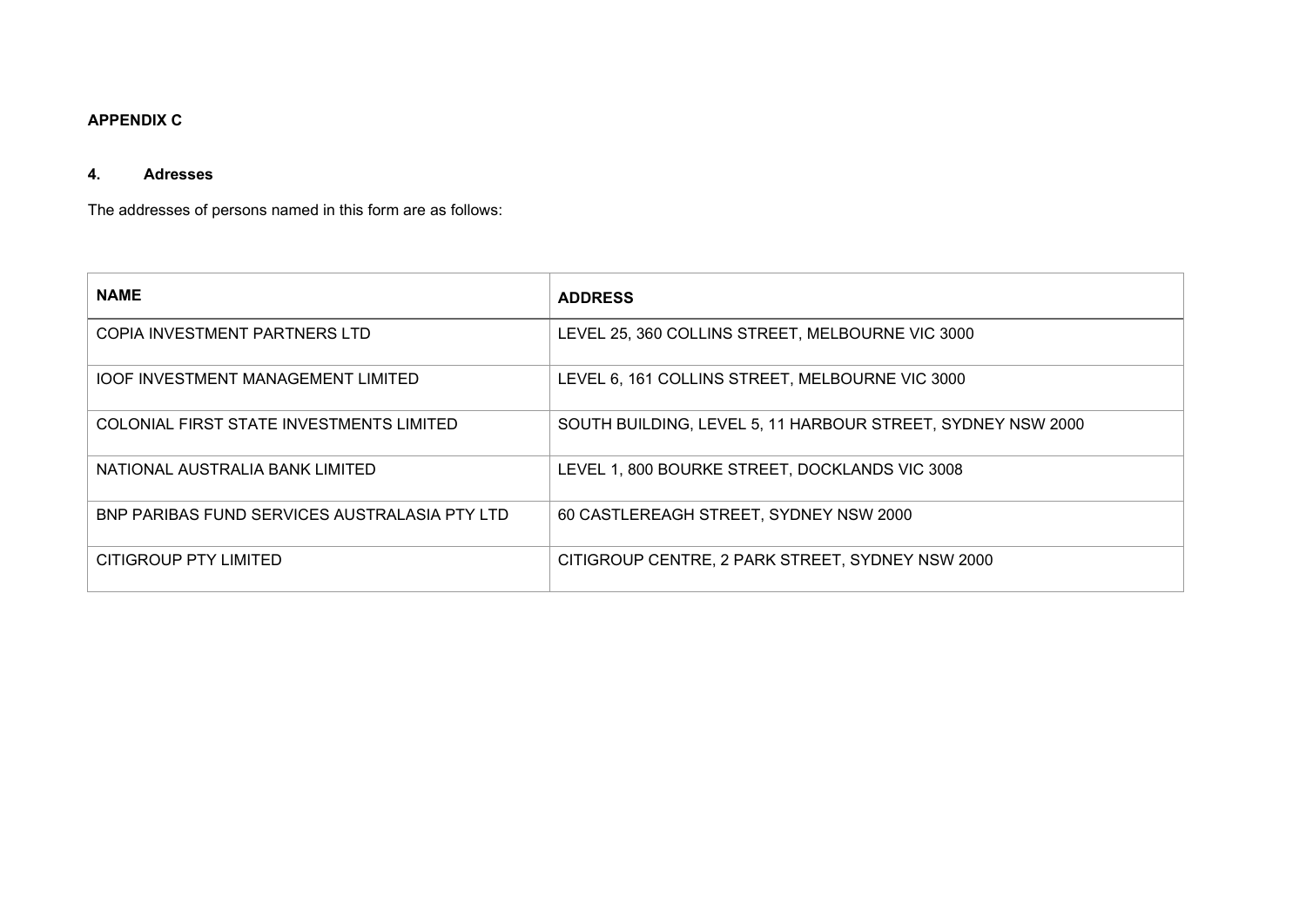**APPENDIX C**

**4. Adresses**

The addresses of persons named in this form are as follows:

| NAME | ADDRESS |
| --- | --- |
| COPIA INVESTMENT PARTNERS LTD | LEVEL 25, 360 COLLINS STREET, MELBOURNE VIC 3000 |
| IOOF INVESTMENT MANAGEMENT LIMITED | LEVEL 6, 161 COLLINS STREET, MELBOURNE VIC 3000 |
| COLONIAL FIRST STATE INVESTMENTS LIMITED | SOUTH BUILDING, LEVEL 5, 11 HARBOUR STREET, SYDNEY NSW 2000 |
| NATIONAL AUSTRALIA BANK LIMITED | LEVEL 1, 800 BOURKE STREET, DOCKLANDS VIC 3008 |
| BNP PARIBAS FUND SERVICES AUSTRALASIA PTY LTD | 60 CASTLEREAGH STREET, SYDNEY NSW 2000 |
| CITIGROUP PTY LIMITED | CITIGROUP CENTRE, 2 PARK STREET, SYDNEY NSW 2000 |